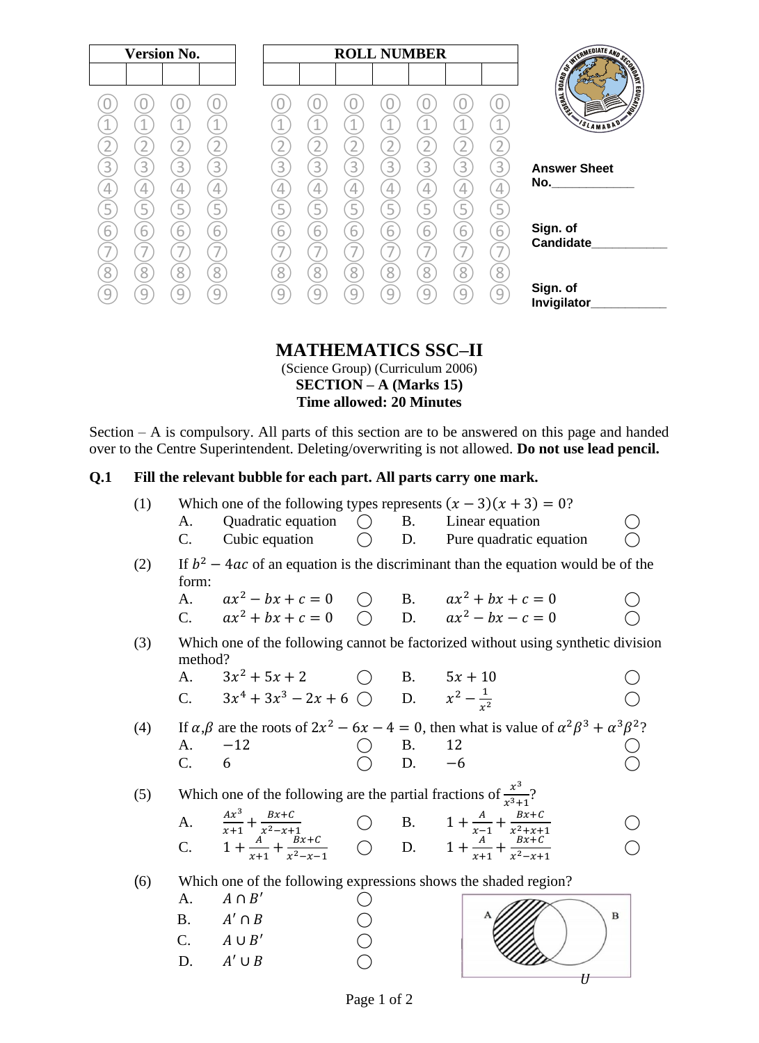| Version No. | | | |
|---|---|---|---|
| | | | |

| ROLL NUMBER | | | | | | |
|---|---|---|---|---|---|---|
| | | | | | | |

**Answer Sheet No.**\_\_\_\_\_\_\_\_\_\_\_\_

**Sign. of Candidate**\_\_\_\_\_\_\_\_\_\_\_

**Sign. of Invigilator**\_\_\_\_\_\_\_\_\_\_\_

# MATHEMATICS SSC–II

(Science Group) (Curriculum 2006)

**SECTION – A (Marks 15)**

**Time allowed: 20 Minutes**

Section – A is compulsory. All parts of this section are to be answered on this page and handed over to the Centre Superintendent. Deleting/overwriting is not allowed. **Do not use lead pencil.**

**Q.1 Fill the relevant bubble for each part. All parts carry one mark.**

(1) Which one of the following types represents $(x-3)(x+3)=0$?

- A. Quadratic equation ◯
- B. Linear equation ◯
- C. Cubic equation ◯
- D. Pure quadratic equation ◯

(2) If $b^2-4ac$ of an equation is the discriminant than the equation would be of the form:

- A. $ax^2-bx+c=0$ ◯
- B. $ax^2+bx+c=0$ ◯
- C. $ax^2+bx+c=0$ ◯
- D. $ax^2-bx-c=0$ ◯

(3) Which one of the following cannot be factorized without using synthetic division method?

- A. $3x^2+5x+2$ ◯
- B. $5x+10$ ◯
- C. $3x^4+3x^3-2x+6$ ◯
- D. $x^2-\frac{1}{x^2}$ ◯

(4) If $\alpha$,$\beta$ are the roots of $2x^2-6x-4=0$, then what is value of $\alpha^2\beta^3+\alpha^3\beta^2$?

- A. $-12$ ◯
- B. $12$ ◯
- C. $6$ ◯
- D. $-6$ ◯

(5) Which one of the following are the partial fractions of $\frac{x^3}{x^3+1}$?

- A. $\frac{Ax^3}{x+1}+\frac{Bx+C}{x^2-x+1}$ ◯
- B. $1+\frac{A}{x-1}+\frac{Bx+C}{x^2+x+1}$ ◯
- C. $1+\frac{A}{x+1}+\frac{Bx+C}{x^2-x-1}$ ◯
- D. $1+\frac{A}{x+1}+\frac{Bx+C}{x^2-x+1}$ ◯

(6) Which one of the following expressions shows the shaded region?

- A. $A\cap B'$ ◯
- B. $A'\cap B$ ◯
- C. $A\cup B'$ ◯
- D. $A'\cup B$ ◯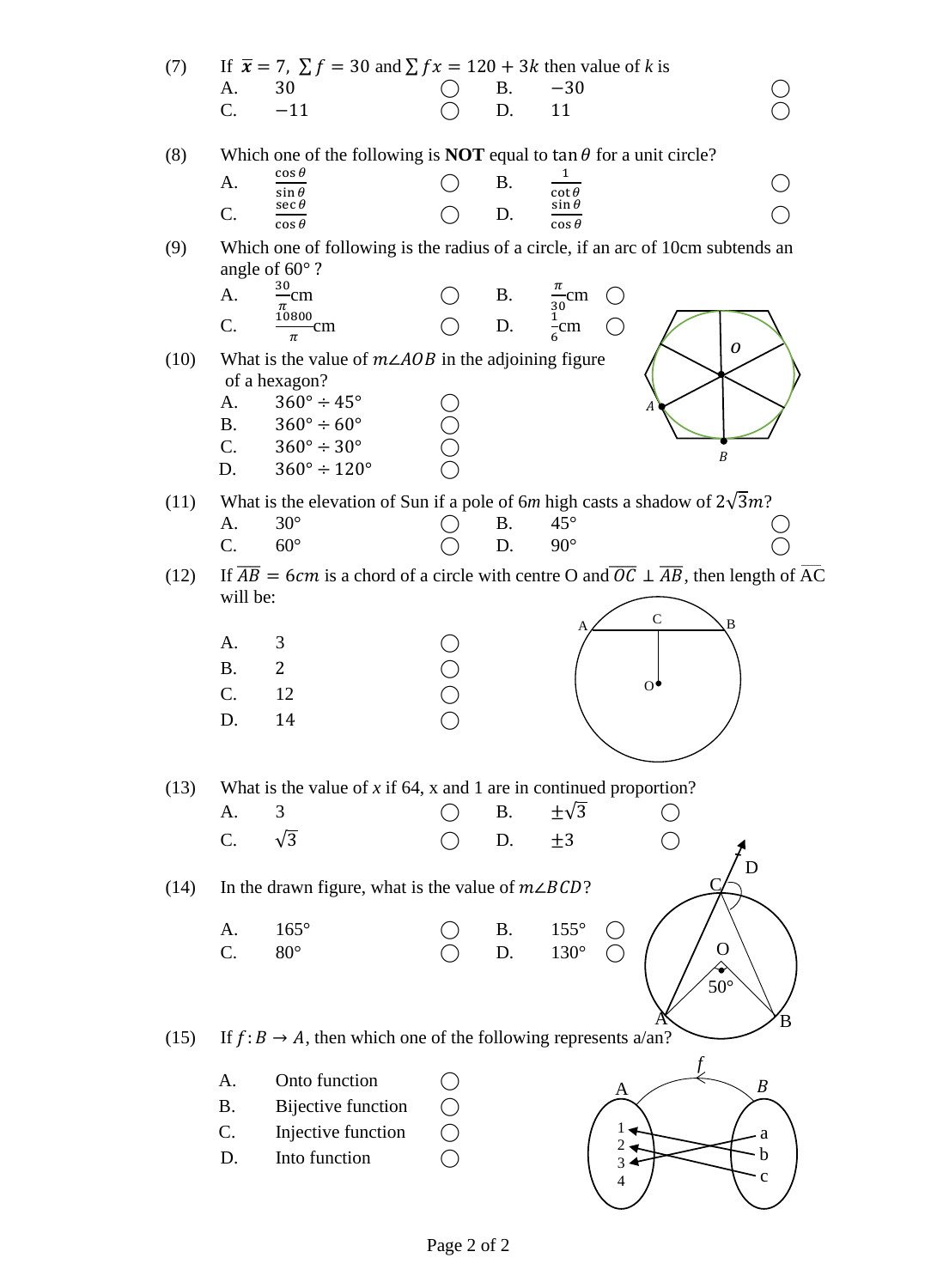(7) If $\bar{x} = 7$, $\sum f = 30$ and $\sum fx = 120 + 3k$ then value of $k$ is

A. 30 B. $-30$

C. $-11$ D. 11

(8) Which one of the following is **NOT** equal to $\tan\theta$ for a unit circle?

A. $\frac{\cos\theta}{\sin\theta}$ B. $\frac{1}{\cot\theta}$

C. $\frac{\sec\theta}{\cos\theta}$ D. $\frac{\sin\theta}{\cos\theta}$

(9) Which one of following is the radius of a circle, if an arc of 10cm subtends an angle of 60° ?

A. $\frac{30}{\pi}$cm B. $\frac{\pi}{30}$cm

C. $\frac{10800}{\pi}$cm D. $\frac{1}{6}$cm

(10) What is the value of $m\angle AOB$ in the adjoining figure of a hexagon?

A. $360° \div 45°$

B. $360° \div 60°$

C. $360° \div 30°$

D. $360° \div 120°$

(11) What is the elevation of Sun if a pole of 6$m$ high casts a shadow of $2\sqrt{3}m$?

A. 30° B. 45°

C. 60° D. 90°

(12) If $\overline{AB} = 6cm$ is a chord of a circle with centre O and $\overline{OC} \perp \overline{AB}$, then length of $\overline{AC}$ will be:

A. 3

B. 2

C. 12

D. 14

(13) What is the value of $x$ if 64, x and 1 are in continued proportion?

A. 3 B. $\pm\sqrt{3}$

C. $\sqrt{3}$ D. $\pm 3$

(14) In the drawn figure, what is the value of $m\angle BCD$?

A. 165° B. 155°

C. 80° D. 130°

(15) If $f: B \to A$, then which one of the following represents a/an?

A. Onto function

B. Bijective function

C. Injective function

D. Into function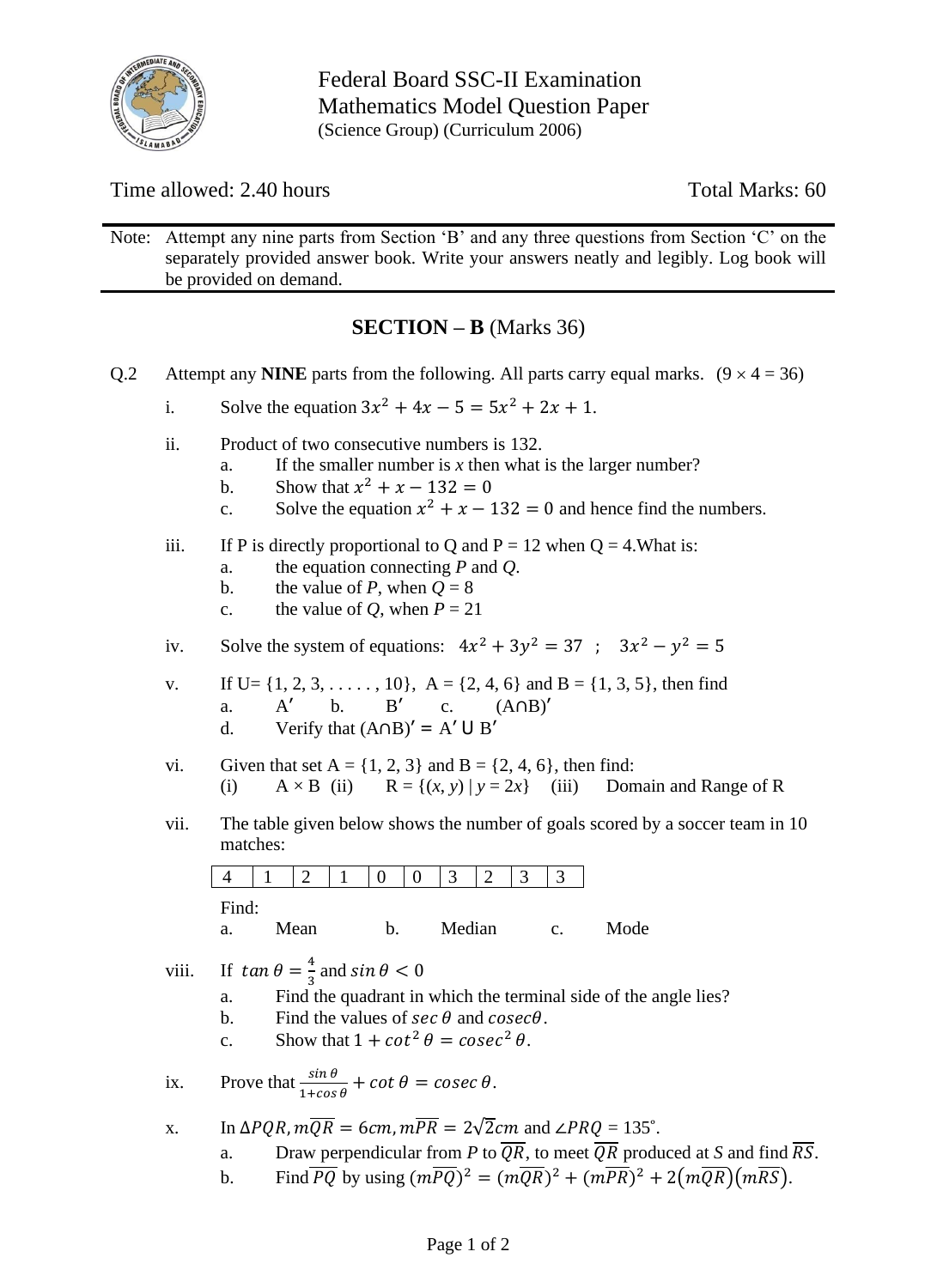Federal Board SSC-II Examination
Mathematics Model Question Paper
(Science Group) (Curriculum 2006)

Time allowed: 2.40 hours | Total Marks: 60

Note: Attempt any nine parts from Section 'B' and any three questions from Section 'C' on the separately provided answer book. Write your answers neatly and legibly. Log book will be provided on demand.

## SECTION – B (Marks 36)

Q.2 Attempt any **NINE** parts from the following. All parts carry equal marks. $(9 \times 4 = 36)$

i. Solve the equation $3x^2 + 4x - 5 = 5x^2 + 2x + 1$.

ii. Product of two consecutive numbers is 132.
   - a. If the smaller number is $x$ then what is the larger number?
   - b. Show that $x^2 + x - 132 = 0$
   - c. Solve the equation $x^2 + x - 132 = 0$ and hence find the numbers.

iii. If P is directly proportional to Q and P = 12 when Q = 4. What is:
   - a. the equation connecting $P$ and $Q$.
   - b. the value of $P$, when $Q = 8$
   - c. the value of $Q$, when $P = 21$

iv. Solve the system of equations: $4x^2 + 3y^2 = 37$ ; $3x^2 - y^2 = 5$

v. If U= {1, 2, 3, . . . . . , 10}, A = {2, 4, 6} and B = {1, 3, 5}, then find
   - a. $A'$ b. $B'$ c. $(A \cap B)'$
   - d. Verify that $(A \cap B)' = A' \cup B'$

vi. Given that set A = {1, 2, 3} and B = {2, 4, 6}, then find:
   (i) $A \times B$ (ii) $R = \{(x, y) \mid y = 2x\}$ (iii) Domain and Range of R

vii. The table given below shows the number of goals scored by a soccer team in 10 matches:

| 4 | 1 | 2 | 1 | 0 | 0 | 3 | 2 | 3 | 3 |
|---|---|---|---|---|---|---|---|---|---|

   Find:
   a. Mean b. Median c. Mode

viii. If $\tan\theta = \frac{4}{3}$ and $\sin\theta < 0$
   - a. Find the quadrant in which the terminal side of the angle lies?
   - b. Find the values of $\sec\theta$ and $\operatorname{cosec}\theta$.
   - c. Show that $1 + \cot^2\theta = \operatorname{cosec}^2\theta$.

ix. Prove that $\frac{\sin\theta}{1+\cos\theta} + \cot\theta = \operatorname{cosec}\theta$.

x. In $\Delta PQR, m\overline{QR} = 6cm, m\overline{PR} = 2\sqrt{2}cm$ and $\angle PRQ = 135^\circ$.
   - a. Draw perpendicular from $P$ to $\overline{QR}$, to meet $\overline{QR}$ produced at $S$ and find $\overline{RS}$.
   - b. Find $\overline{PQ}$ by using $(m\overline{PQ})^2 = (m\overline{QR})^2 + (m\overline{PR})^2 + 2(m\overline{QR})(m\overline{RS})$.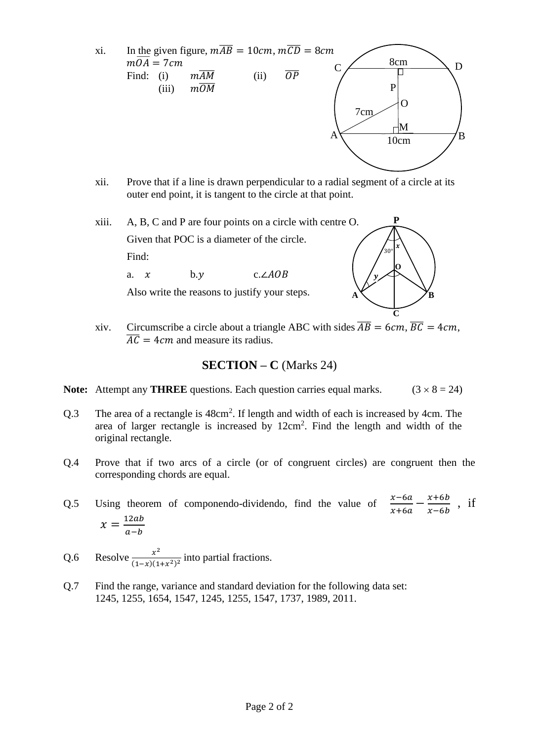xi. In the given figure, $m\overline{AB} = 10cm, m\overline{CD} = 8cm$
$m\overline{OA} = 7cm$

Find: (i) $m\overline{AM}$ (ii) $\overline{OP}$

(iii) $m\overline{OM}$

xii. Prove that if a line is drawn perpendicular to a radial segment of a circle at its outer end point, it is tangent to the circle at that point.

xiii. A, B, C and P are four points on a circle with centre O.

Given that POC is a diameter of the circle.

Find:

a. $x$ b. $y$ c. $\angle AOB$

Also write the reasons to justify your steps.

xiv. Circumscribe a circle about a triangle ABC with sides $\overline{AB} = 6cm, \overline{BC} = 4cm,$ $\overline{AC} = 4cm$ and measure its radius.

## SECTION – C (Marks 24)

**Note:** Attempt any **THREE** questions. Each question carries equal marks. $(3 \times 8 = 24)$

Q.3 The area of a rectangle is 48cm$^2$. If length and width of each is increased by 4cm. The area of larger rectangle is increased by 12cm$^2$. Find the length and width of the original rectangle.

Q.4 Prove that if two arcs of a circle (or of congruent circles) are congruent then the corresponding chords are equal.

Q.5 Using theorem of componendo-dividendo, find the value of $\frac{x-6a}{x+6a} - \frac{x+6b}{x-6b}$ , if $x = \frac{12ab}{a-b}$

Q.6 Resolve $\frac{x^2}{(1-x)(1+x^2)^2}$ into partial fractions.

Q.7 Find the range, variance and standard deviation for the following data set:
1245, 1255, 1654, 1547, 1245, 1255, 1547, 1737, 1989, 2011.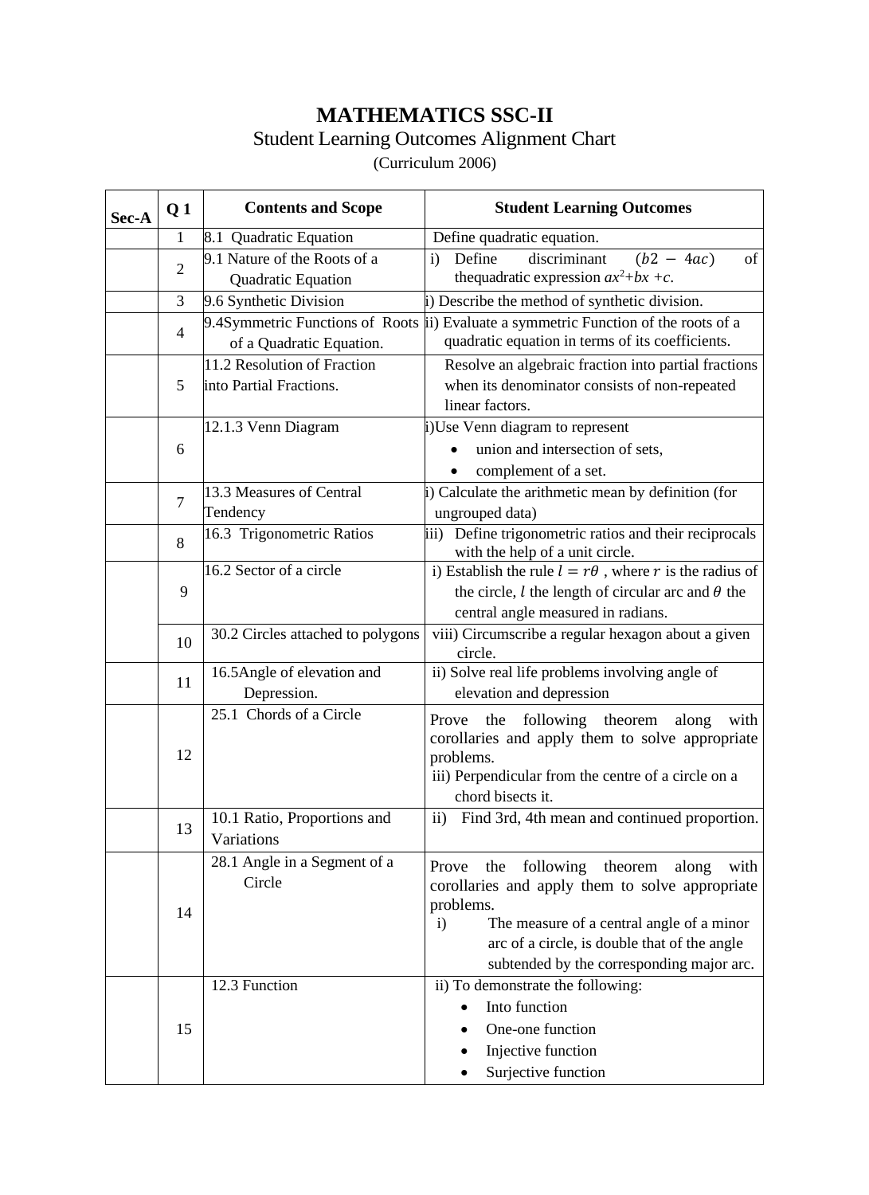# MATHEMATICS SSC-II

Student Learning Outcomes Alignment Chart

(Curriculum 2006)

| Sec-A | Q 1 | Contents and Scope | Student Learning Outcomes |
|---|---|---|---|
| | 1 | 8.1 Quadratic Equation | Define quadratic equation. |
| | 2 | 9.1 Nature of the Roots of a Quadratic Equation | i) Define discriminant $(b2 - 4ac)$ of thequadratic expression $ax^2+bx+c$. |
| | 3 | 9.6 Synthetic Division | i) Describe the method of synthetic division. |
| | 4 | 9.4Symmetric Functions of Roots of a Quadratic Equation. | ii) Evaluate a symmetric Function of the roots of a quadratic equation in terms of its coefficients. |
| | 5 | 11.2 Resolution of Fraction into Partial Fractions. | Resolve an algebraic fraction into partial fractions when its denominator consists of non-repeated linear factors. |
| | 6 | 12.1.3 Venn Diagram | i)Use Venn diagram to represent <br> • union and intersection of sets, <br> • complement of a set. |
| | 7 | 13.3 Measures of Central Tendency | i) Calculate the arithmetic mean by definition (for ungrouped data) |
| | 8 | 16.3 Trigonometric Ratios | iii) Define trigonometric ratios and their reciprocals with the help of a unit circle. |
| | 9 | 16.2 Sector of a circle | i) Establish the rule $l = r\theta$ , where $r$ is the radius of the circle, $l$ the length of circular arc and $\theta$ the central angle measured in radians. |
| | 10 | 30.2 Circles attached to polygons | viii) Circumscribe a regular hexagon about a given circle. |
| | 11 | 16.5Angle of elevation and Depression. | ii) Solve real life problems involving angle of elevation and depression |
| | 12 | 25.1 Chords of a Circle | Prove the following theorem along with corollaries and apply them to solve appropriate problems. <br> iii) Perpendicular from the centre of a circle on a chord bisects it. |
| | 13 | 10.1 Ratio, Proportions and Variations | ii) Find 3rd, 4th mean and continued proportion. |
| | 14 | 28.1 Angle in a Segment of a Circle | Prove the following theorem along with corollaries and apply them to solve appropriate problems. <br> i) The measure of a central angle of a minor arc of a circle, is double that of the angle subtended by the corresponding major arc. |
| | 15 | 12.3 Function | ii) To demonstrate the following: <br> • Into function <br> • One-one function <br> • Injective function <br> • Surjective function |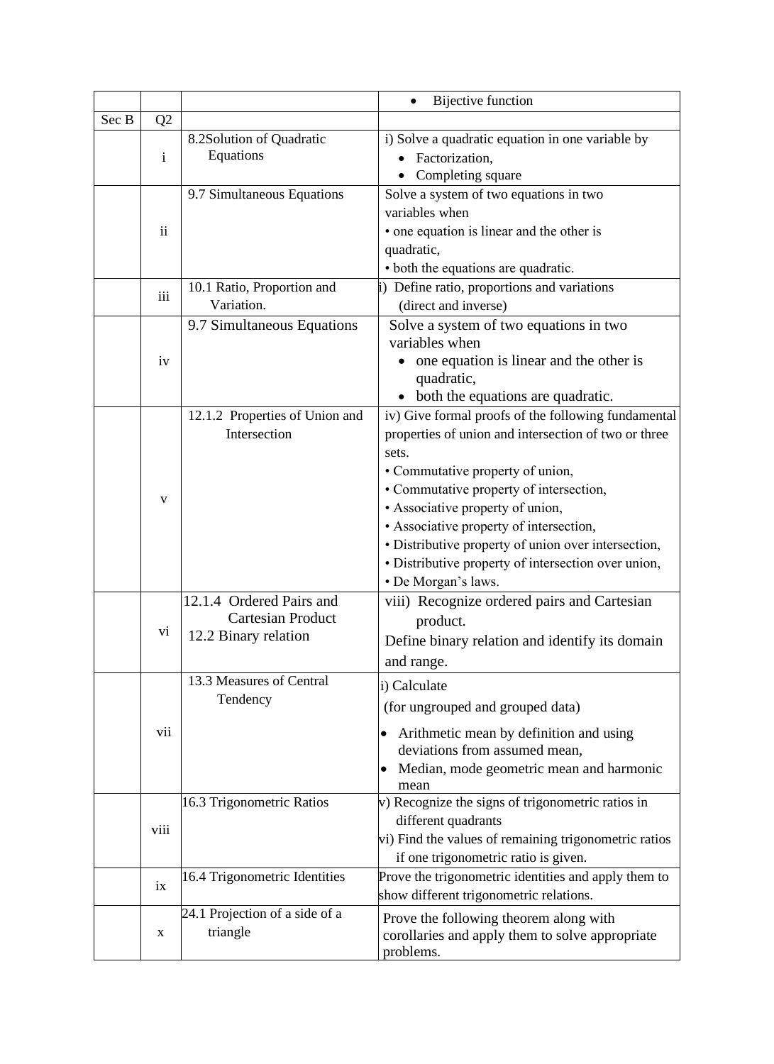| | | | |
|---|---|---|---|
| | | | • Bijective function |
| Sec B | Q2 | | |
| | i | 8.2Solution of Quadratic Equations | i) Solve a quadratic equation in one variable by<br>• Factorization,<br>• Completing square |
| | ii | 9.7 Simultaneous Equations | Solve a system of two equations in two variables when<br>• one equation is linear and the other is quadratic,<br>• both the equations are quadratic. |
| | iii | 10.1 Ratio, Proportion and Variation. | i) Define ratio, proportions and variations (direct and inverse) |
| | iv | 9.7 Simultaneous Equations | Solve a system of two equations in two variables when<br>• one equation is linear and the other is quadratic,<br>• both the equations are quadratic. |
| | v | 12.1.2 Properties of Union and Intersection | iv) Give formal proofs of the following fundamental properties of union and intersection of two or three sets.<br>• Commutative property of union,<br>• Commutative property of intersection,<br>• Associative property of union,<br>• Associative property of intersection,<br>• Distributive property of union over intersection,<br>• Distributive property of intersection over union,<br>• De Morgan's laws. |
| | vi | 12.1.4 Ordered Pairs and Cartesian Product<br>12.2 Binary relation | viii) Recognize ordered pairs and Cartesian product.<br>Define binary relation and identify its domain and range. |
| | vii | 13.3 Measures of Central Tendency | i) Calculate<br>(for ungrouped and grouped data)<br>• Arithmetic mean by definition and using deviations from assumed mean,<br>• Median, mode geometric mean and harmonic mean |
| | viii | 16.3 Trigonometric Ratios | v) Recognize the signs of trigonometric ratios in different quadrants<br>vi) Find the values of remaining trigonometric ratios if one trigonometric ratio is given. |
| | ix | 16.4 Trigonometric Identities | Prove the trigonometric identities and apply them to show different trigonometric relations. |
| | x | 24.1 Projection of a side of a triangle | Prove the following theorem along with corollaries and apply them to solve appropriate problems. |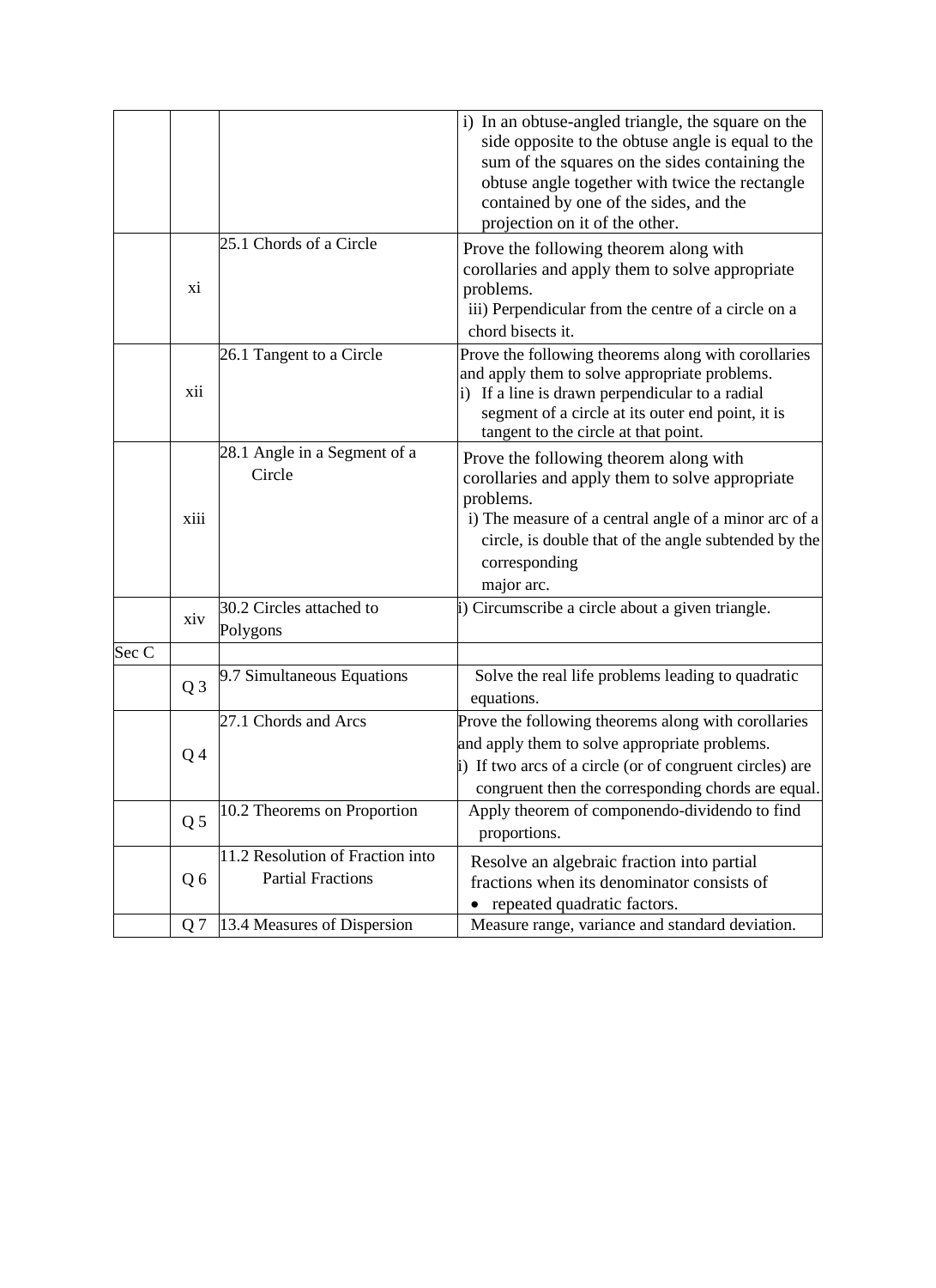| | | | |
|---|---|---|---|
| | | | i) In an obtuse-angled triangle, the square on the side opposite to the obtuse angle is equal to the sum of the squares on the sides containing the obtuse angle together with twice the rectangle contained by one of the sides, and the projection on it of the other. |
| | xi | 25.1 Chords of a Circle | Prove the following theorem along with corollaries and apply them to solve appropriate problems.<br>iii) Perpendicular from the centre of a circle on a chord bisects it. |
| | xii | 26.1 Tangent to a Circle | Prove the following theorems along with corollaries and apply them to solve appropriate problems.<br>i) If a line is drawn perpendicular to a radial segment of a circle at its outer end point, it is tangent to the circle at that point. |
| | xiii | 28.1 Angle in a Segment of a Circle | Prove the following theorem along with corollaries and apply them to solve appropriate problems.<br>i) The measure of a central angle of a minor arc of a circle, is double that of the angle subtended by the corresponding major arc. |
| | xiv | 30.2 Circles attached to Polygons | i) Circumscribe a circle about a given triangle. |
| Sec C | | | |
| | Q 3 | 9.7 Simultaneous Equations | Solve the real life problems leading to quadratic equations. |
| | Q 4 | 27.1 Chords and Arcs | Prove the following theorems along with corollaries and apply them to solve appropriate problems.<br>i) If two arcs of a circle (or of congruent circles) are congruent then the corresponding chords are equal. |
| | Q 5 | 10.2 Theorems on Proportion | Apply theorem of componendo-dividendo to find proportions. |
| | Q 6 | 11.2 Resolution of Fraction into Partial Fractions | Resolve an algebraic fraction into partial fractions when its denominator consists of<br>• repeated quadratic factors. |
| | Q 7 | 13.4 Measures of Dispersion | Measure range, variance and standard deviation. |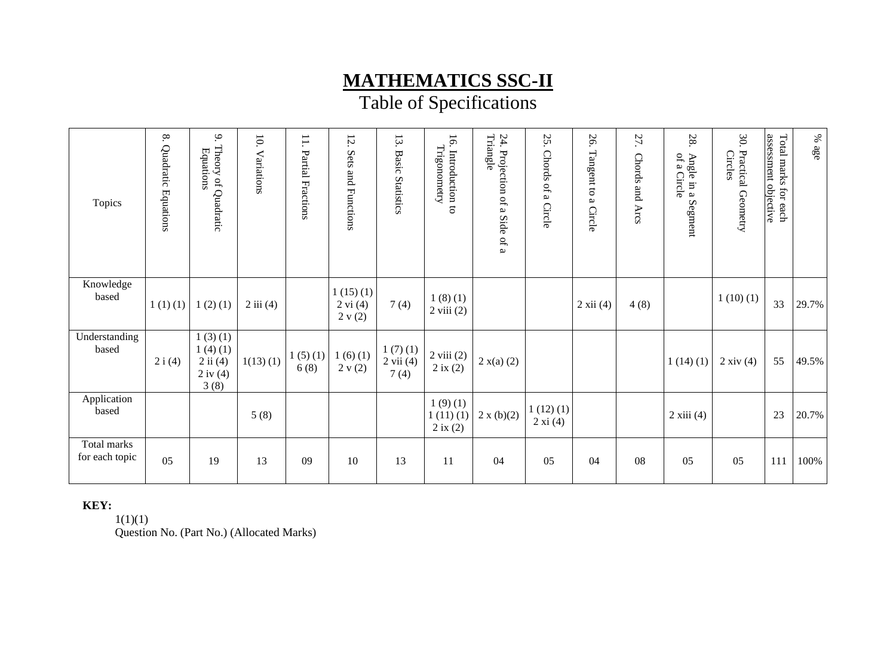# **MATHEMATICS SSC-II**

## Table of Specifications

| Topics | 8. Quadratic Equations | 9. Theory of Quadratic Equations | 10. Variations | 11. Partial Fractions | 12. Sets and Functions | 13. Basic Statistics | 16. Introduction to Trigonometry | 24. Projection of a Side of a Triangle | 25. Chords of a Circle | 26. Tangent to a Circle | 27. Chords and Arcs | 28. Angle in a Segment of a Circle | 30. Practical Geometry Circles | Total marks for each assessment objective | % age |
|---|---|---|---|---|---|---|---|---|---|---|---|---|---|---|---|
| Knowledge based | 1 (1) (1) | 1 (2) (1) | 2 iii (4) | | 1 (15) (1)<br>2 vi (4)<br>2 v (2) | 7 (4) | 1 (8) (1)<br>2 viii (2) | | | 2 xii (4) | 4 (8) | | 1 (10) (1) | 33 | 29.7% |
| Understanding based | 2 i (4) | 1 (3) (1)<br>1 (4) (1)<br>2 ii (4)<br>2 iv (4)<br>3 (8) | 1(13) (1) | 1 (5) (1)<br>6 (8) | 1 (6) (1)<br>2 v (2) | 1 (7) (1)<br>2 vii (4)<br>7 (4) | 2 viii (2)<br>2 ix (2) | 2 x(a) (2) | | | | 1 (14) (1) | 2 xiv (4) | 55 | 49.5% |
| Application based | | | 5 (8) | | | | 1 (9) (1)<br>1 (11) (1)<br>2 ix (2) | 2 x (b)(2) | 1 (12) (1)<br>2 xi (4) | | | 2 xiii (4) | | 23 | 20.7% |
| Total marks for each topic | 05 | 19 | 13 | 09 | 10 | 13 | 11 | 04 | 05 | 04 | 08 | 05 | 05 | 111 | 100% |

**KEY:**

1(1)(1)
Question No. (Part No.) (Allocated Marks)